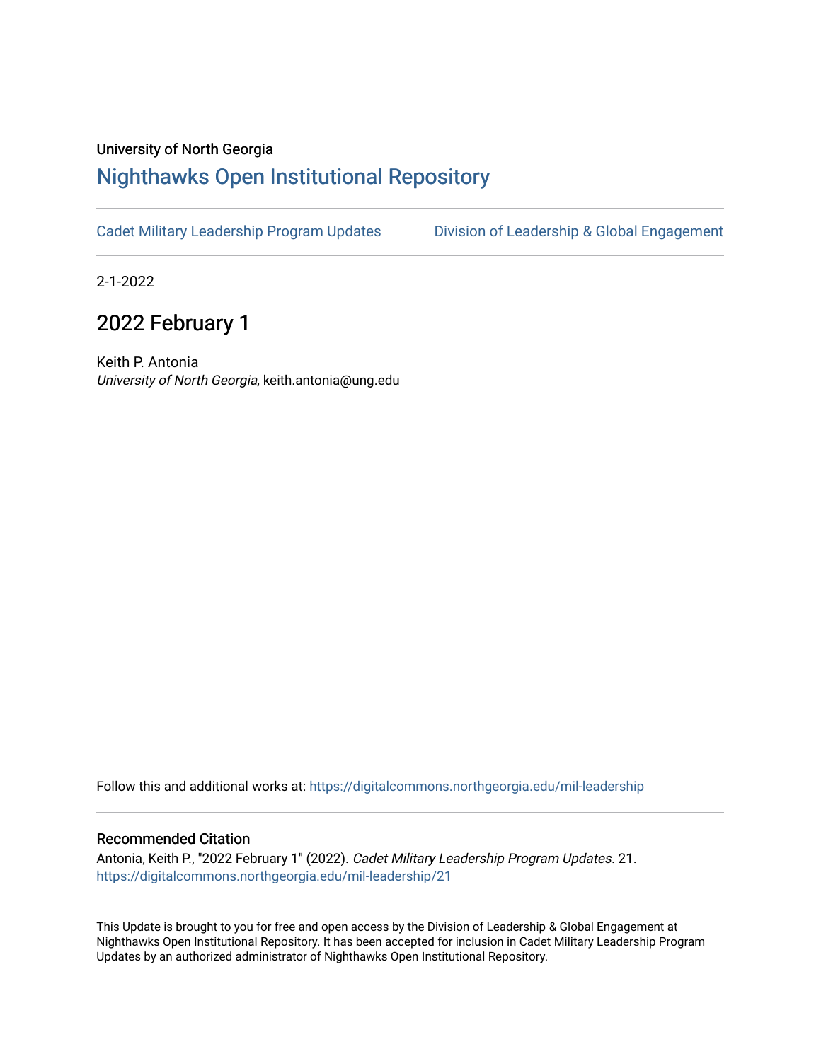University of North Georgia

# Nighthawks Open Institutional Repository

Cadet Military Leadership Program Updates | Division of Leadership & Global Engagement

2-1-2022

## 2022 February 1

Keith P. Antonia
*University of North Georgia*, keith.antonia@ung.edu

Follow this and additional works at: https://digitalcommons.northgeorgia.edu/mil-leadership

### Recommended Citation

Antonia, Keith P., "2022 February 1" (2022). *Cadet Military Leadership Program Updates*. 21.
https://digitalcommons.northgeorgia.edu/mil-leadership/21

This Update is brought to you for free and open access by the Division of Leadership & Global Engagement at Nighthawks Open Institutional Repository. It has been accepted for inclusion in Cadet Military Leadership Program Updates by an authorized administrator of Nighthawks Open Institutional Repository.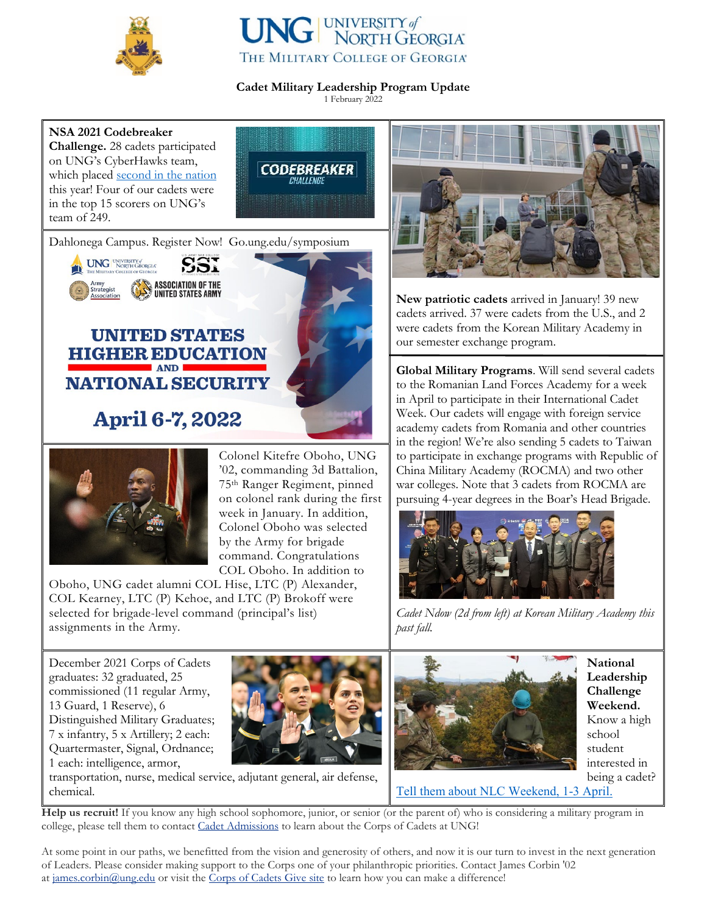# Cadet Military Leadership Program Update

1 February 2022

**NSA 2021 Codebreaker Challenge.** 28 cadets participated on UNG's CyberHawks team, which placed second in the nation this year! Four of our cadets were in the top 15 scorers on UNG's team of 249.

Dahlonega Campus. Register Now! Go.ung.edu/symposium

UNITED STATES HIGHER EDUCATION AND NATIONAL SECURITY

April 6-7, 2022

Colonel Kitefre Oboho, UNG '02, commanding 3d Battalion, 75th Ranger Regiment, pinned on colonel rank during the first week in January. In addition, Colonel Oboho was selected by the Army for brigade command. Congratulations COL Oboho. In addition to Oboho, UNG cadet alumni COL Hise, LTC (P) Alexander, COL Kearney, LTC (P) Kehoe, and LTC (P) Brokoff were selected for brigade-level command (principal's list) assignments in the Army.

**New patriotic cadets** arrived in January! 39 new cadets arrived. 37 were cadets from the U.S., and 2 were cadets from the Korean Military Academy in our semester exchange program.

**Global Military Programs**. Will send several cadets to the Romanian Land Forces Academy for a week in April to participate in their International Cadet Week. Our cadets will engage with foreign service academy cadets from Romania and other countries in the region! We're also sending 5 cadets to Taiwan to participate in exchange programs with Republic of China Military Academy (ROCMA) and two other war colleges. Note that 3 cadets from ROCMA are pursuing 4-year degrees in the Boar's Head Brigade.

*Cadet Ndow (2d from left) at Korean Military Academy this past fall.*

December 2021 Corps of Cadets graduates: 32 graduated, 25 commissioned (11 regular Army, 13 Guard, 1 Reserve), 6 Distinguished Military Graduates; 7 x infantry, 5 x Artillery; 2 each: Quartermaster, Signal, Ordnance; 1 each: intelligence, armor, transportation, nurse, medical service, adjutant general, air defense, chemical.

**National Leadership Challenge Weekend.** Know a high school student interested in being a cadet? Tell them about NLC Weekend, 1-3 April.

**Help us recruit!** If you know any high school sophomore, junior, or senior (or the parent of) who is considering a military program in college, please tell them to contact Cadet Admissions to learn about the Corps of Cadets at UNG!

At some point in our paths, we benefitted from the vision and generosity of others, and now it is our turn to invest in the next generation of Leaders. Please consider making support to the Corps one of your philanthropic priorities. Contact James Corbin '02 at james.corbin@ung.edu or visit the Corps of Cadets Give site to learn how you can make a difference!